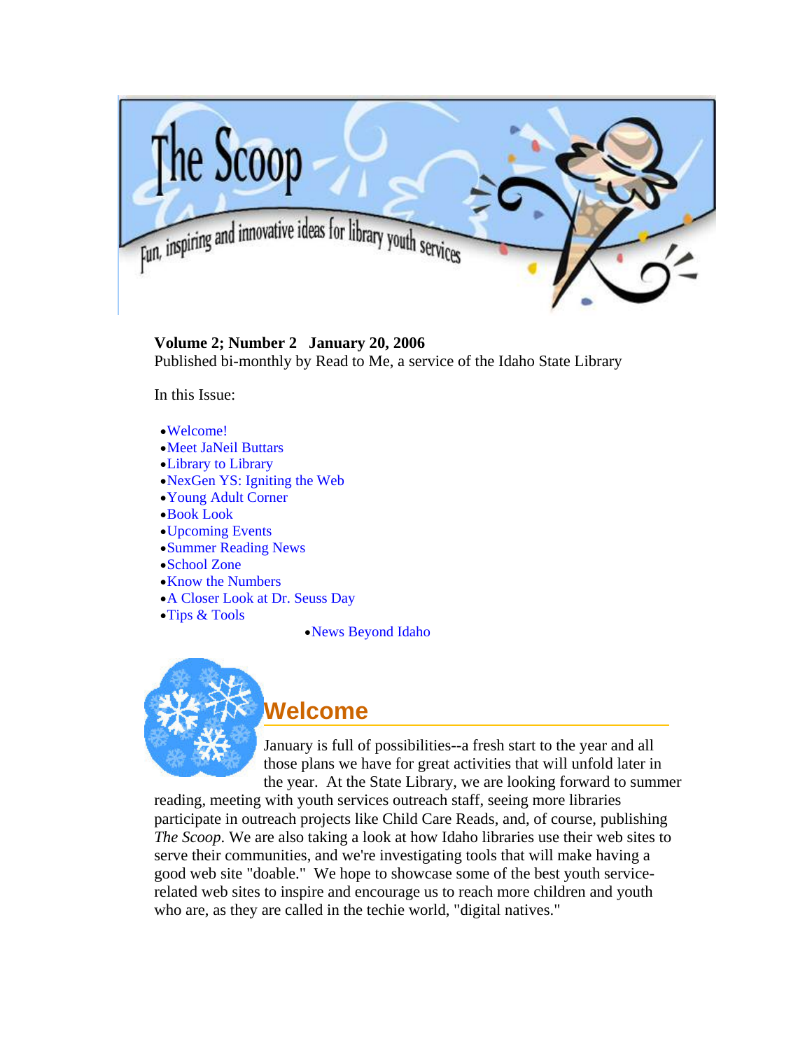# The Scoop

Fun, inspiring and innovative ideas for library youth services

**Volume 2; Number 2   January 20, 2006**
Published bi-monthly by Read to Me, a service of the Idaho State Library

In this Issue:

- Welcome!
- Meet JaNeil Buttars
- Library to Library
- NexGen YS: Igniting the Web
- Young Adult Corner
- Book Look
- Upcoming Events
- Summer Reading News
- School Zone
- Know the Numbers
- A Closer Look at Dr. Seuss Day
- Tips & Tools
- News Beyond Idaho

## Welcome

January is full of possibilities--a fresh start to the year and all those plans we have for great activities that will unfold later in the year. At the State Library, we are looking forward to summer reading, meeting with youth services outreach staff, seeing more libraries participate in outreach projects like Child Care Reads, and, of course, publishing *The Scoop*. We are also taking a look at how Idaho libraries use their web sites to serve their communities, and we're investigating tools that will make having a good web site "doable." We hope to showcase some of the best youth service-related web sites to inspire and encourage us to reach more children and youth who are, as they are called in the techie world, "digital natives."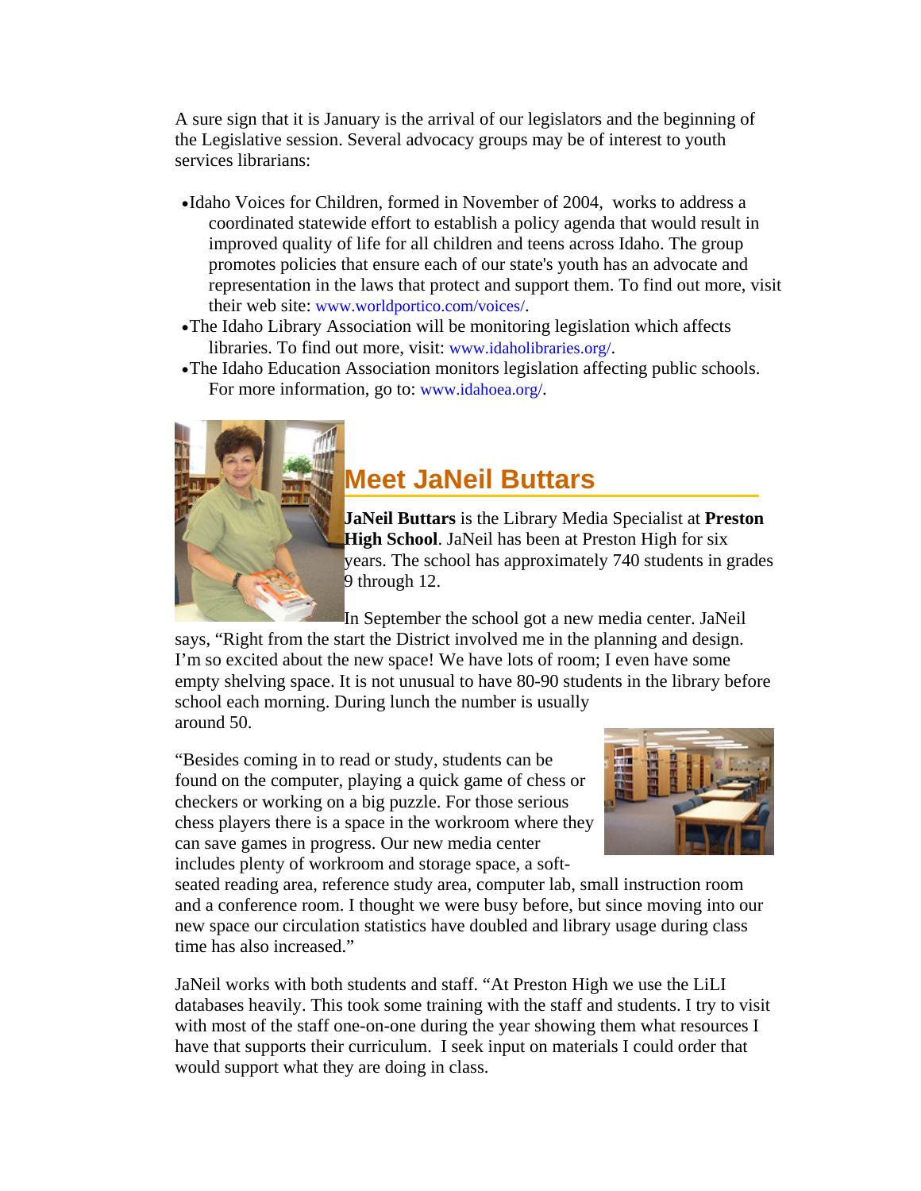A sure sign that it is January is the arrival of our legislators and the beginning of the Legislative session. Several advocacy groups may be of interest to youth services librarians:

- Idaho Voices for Children, formed in November of 2004, works to address a coordinated statewide effort to establish a policy agenda that would result in improved quality of life for all children and teens across Idaho. The group promotes policies that ensure each of our state's youth has an advocate and representation in the laws that protect and support them. To find out more, visit their web site: www.worldportico.com/voices/.
- The Idaho Library Association will be monitoring legislation which affects libraries. To find out more, visit: www.idaholibraries.org/.
- The Idaho Education Association monitors legislation affecting public schools. For more information, go to: www.idahoea.org/.

## Meet JaNeil Buttars

**JaNeil Buttars** is the Library Media Specialist at **Preston High School**. JaNeil has been at Preston High for six years. The school has approximately 740 students in grades 9 through 12.

In September the school got a new media center. JaNeil says, "Right from the start the District involved me in the planning and design. I'm so excited about the new space! We have lots of room; I even have some empty shelving space. It is not unusual to have 80-90 students in the library before school each morning. During lunch the number is usually around 50.

"Besides coming in to read or study, students can be found on the computer, playing a quick game of chess or checkers or working on a big puzzle. For those serious chess players there is a space in the workroom where they can save games in progress. Our new media center includes plenty of workroom and storage space, a soft-seated reading area, reference study area, computer lab, small instruction room and a conference room. I thought we were busy before, but since moving into our new space our circulation statistics have doubled and library usage during class time has also increased."

JaNeil works with both students and staff. "At Preston High we use the LiLI databases heavily. This took some training with the staff and students. I try to visit with most of the staff one-on-one during the year showing them what resources I have that supports their curriculum. I seek input on materials I could order that would support what they are doing in class.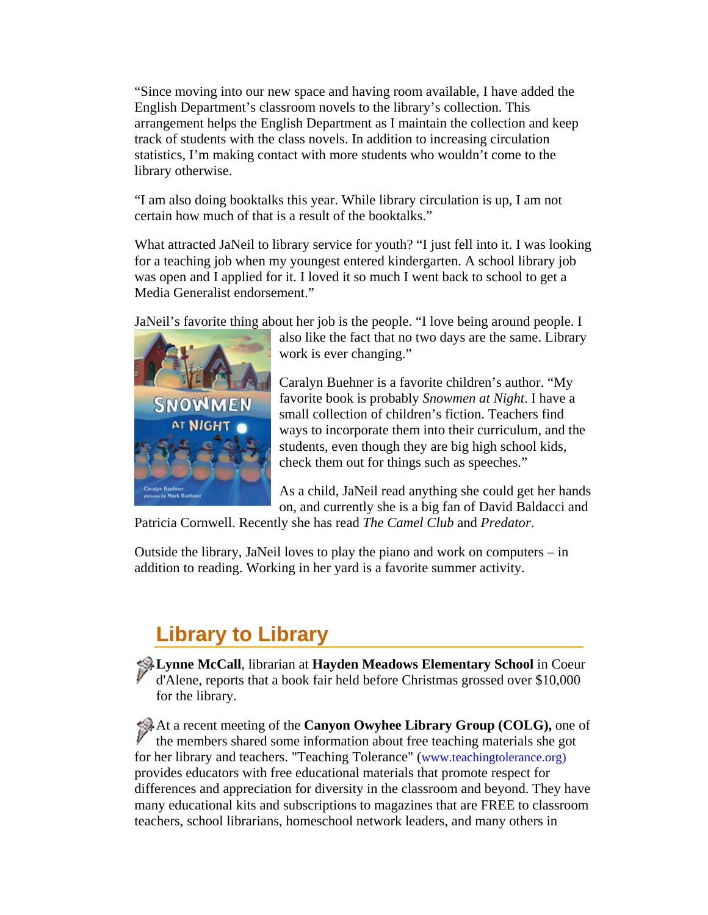"Since moving into our new space and having room available, I have added the English Department's classroom novels to the library's collection. This arrangement helps the English Department as I maintain the collection and keep track of students with the class novels. In addition to increasing circulation statistics, I'm making contact with more students who wouldn't come to the library otherwise.

"I am also doing booktalks this year. While library circulation is up, I am not certain how much of that is a result of the booktalks."

What attracted JaNeil to library service for youth? "I just fell into it. I was looking for a teaching job when my youngest entered kindergarten. A school library job was open and I applied for it. I loved it so much I went back to school to get a Media Generalist endorsement."

JaNeil's favorite thing about her job is the people. "I love being around people. I also like the fact that no two days are the same. Library work is ever changing."

Caralyn Buehner is a favorite children's author. "My favorite book is probably *Snowmen at Night*. I have a small collection of children's fiction. Teachers find ways to incorporate them into their curriculum, and the students, even though they are big high school kids, check them out for things such as speeches."

As a child, JaNeil read anything she could get her hands on, and currently she is a big fan of David Baldacci and Patricia Cornwell. Recently she has read *The Camel Club* and *Predator*.

Outside the library, JaNeil loves to play the piano and work on computers – in addition to reading. Working in her yard is a favorite summer activity.

## Library to Library

**Lynne McCall**, librarian at **Hayden Meadows Elementary School** in Coeur d'Alene, reports that a book fair held before Christmas grossed over $10,000 for the library.

At a recent meeting of the **Canyon Owyhee Library Group (COLG),** one of the members shared some information about free teaching materials she got for her library and teachers. "Teaching Tolerance" (www.teachingtolerance.org) provides educators with free educational materials that promote respect for differences and appreciation for diversity in the classroom and beyond. They have many educational kits and subscriptions to magazines that are FREE to classroom teachers, school librarians, homeschool network leaders, and many others in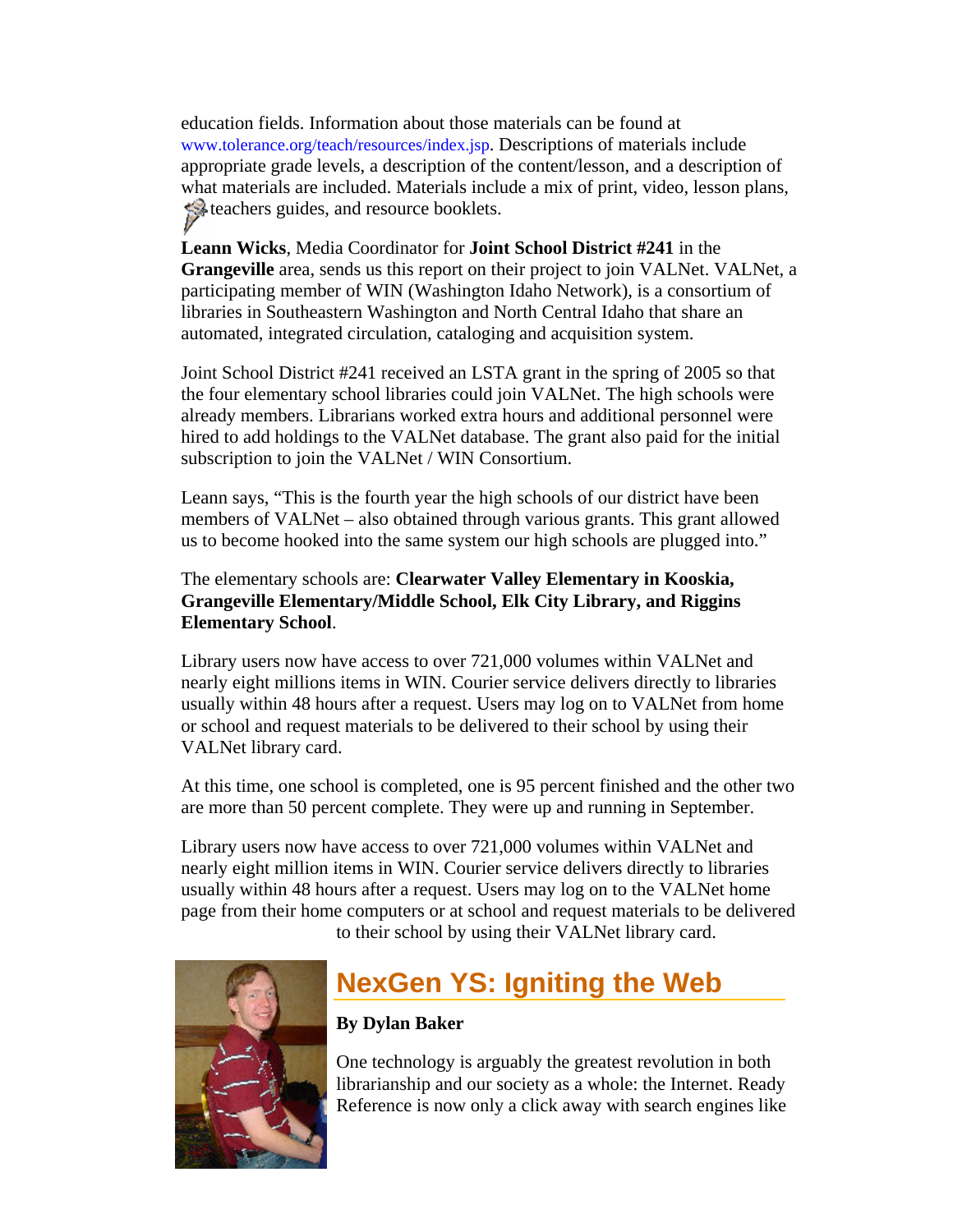education fields. Information about those materials can be found at www.tolerance.org/teach/resources/index.jsp. Descriptions of materials include appropriate grade levels, a description of the content/lesson, and a description of what materials are included. Materials include a mix of print, video, lesson plans, teachers guides, and resource booklets.

**Leann Wicks**, Media Coordinator for **Joint School District #241** in the **Grangeville** area, sends us this report on their project to join VALNet. VALNet, a participating member of WIN (Washington Idaho Network), is a consortium of libraries in Southeastern Washington and North Central Idaho that share an automated, integrated circulation, cataloging and acquisition system.

Joint School District #241 received an LSTA grant in the spring of 2005 so that the four elementary school libraries could join VALNet. The high schools were already members. Librarians worked extra hours and additional personnel were hired to add holdings to the VALNet database. The grant also paid for the initial subscription to join the VALNet / WIN Consortium.

Leann says, "This is the fourth year the high schools of our district have been members of VALNet – also obtained through various grants. This grant allowed us to become hooked into the same system our high schools are plugged into."

The elementary schools are: **Clearwater Valley Elementary in Kooskia, Grangeville Elementary/Middle School, Elk City Library, and Riggins Elementary School**.

Library users now have access to over 721,000 volumes within VALNet and nearly eight millions items in WIN. Courier service delivers directly to libraries usually within 48 hours after a request. Users may log on to VALNet from home or school and request materials to be delivered to their school by using their VALNet library card.

At this time, one school is completed, one is 95 percent finished and the other two are more than 50 percent complete. They were up and running in September.

Library users now have access to over 721,000 volumes within VALNet and nearly eight million items in WIN. Courier service delivers directly to libraries usually within 48 hours after a request. Users may log on to the VALNet home page from their home computers or at school and request materials to be delivered to their school by using their VALNet library card.

## NexGen YS: Igniting the Web

**By Dylan Baker**

One technology is arguably the greatest revolution in both librarianship and our society as a whole: the Internet. Ready Reference is now only a click away with search engines like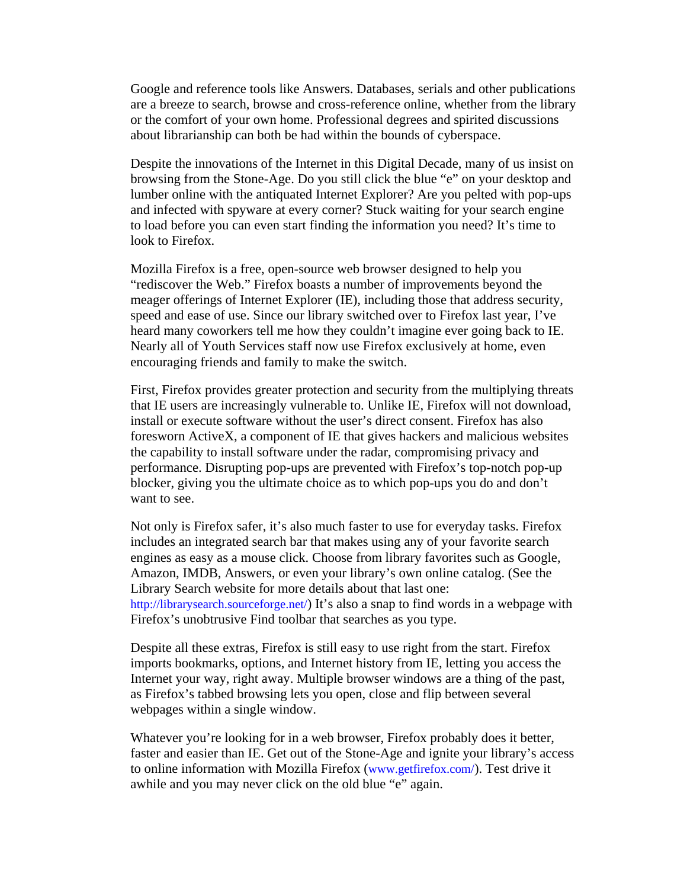Google and reference tools like Answers. Databases, serials and other publications are a breeze to search, browse and cross-reference online, whether from the library or the comfort of your own home. Professional degrees and spirited discussions about librarianship can both be had within the bounds of cyberspace.

Despite the innovations of the Internet in this Digital Decade, many of us insist on browsing from the Stone-Age. Do you still click the blue "e" on your desktop and lumber online with the antiquated Internet Explorer? Are you pelted with pop-ups and infected with spyware at every corner? Stuck waiting for your search engine to load before you can even start finding the information you need? It's time to look to Firefox.

Mozilla Firefox is a free, open-source web browser designed to help you "rediscover the Web." Firefox boasts a number of improvements beyond the meager offerings of Internet Explorer (IE), including those that address security, speed and ease of use. Since our library switched over to Firefox last year, I've heard many coworkers tell me how they couldn't imagine ever going back to IE. Nearly all of Youth Services staff now use Firefox exclusively at home, even encouraging friends and family to make the switch.

First, Firefox provides greater protection and security from the multiplying threats that IE users are increasingly vulnerable to. Unlike IE, Firefox will not download, install or execute software without the user's direct consent. Firefox has also foresworn ActiveX, a component of IE that gives hackers and malicious websites the capability to install software under the radar, compromising privacy and performance. Disrupting pop-ups are prevented with Firefox's top-notch pop-up blocker, giving you the ultimate choice as to which pop-ups you do and don't want to see.

Not only is Firefox safer, it's also much faster to use for everyday tasks. Firefox includes an integrated search bar that makes using any of your favorite search engines as easy as a mouse click. Choose from library favorites such as Google, Amazon, IMDB, Answers, or even your library's own online catalog. (See the Library Search website for more details about that last one: http://librarysearch.sourceforge.net/) It's also a snap to find words in a webpage with Firefox's unobtrusive Find toolbar that searches as you type.

Despite all these extras, Firefox is still easy to use right from the start. Firefox imports bookmarks, options, and Internet history from IE, letting you access the Internet your way, right away. Multiple browser windows are a thing of the past, as Firefox's tabbed browsing lets you open, close and flip between several webpages within a single window.

Whatever you're looking for in a web browser, Firefox probably does it better, faster and easier than IE. Get out of the Stone-Age and ignite your library's access to online information with Mozilla Firefox (www.getfirefox.com/). Test drive it awhile and you may never click on the old blue "e" again.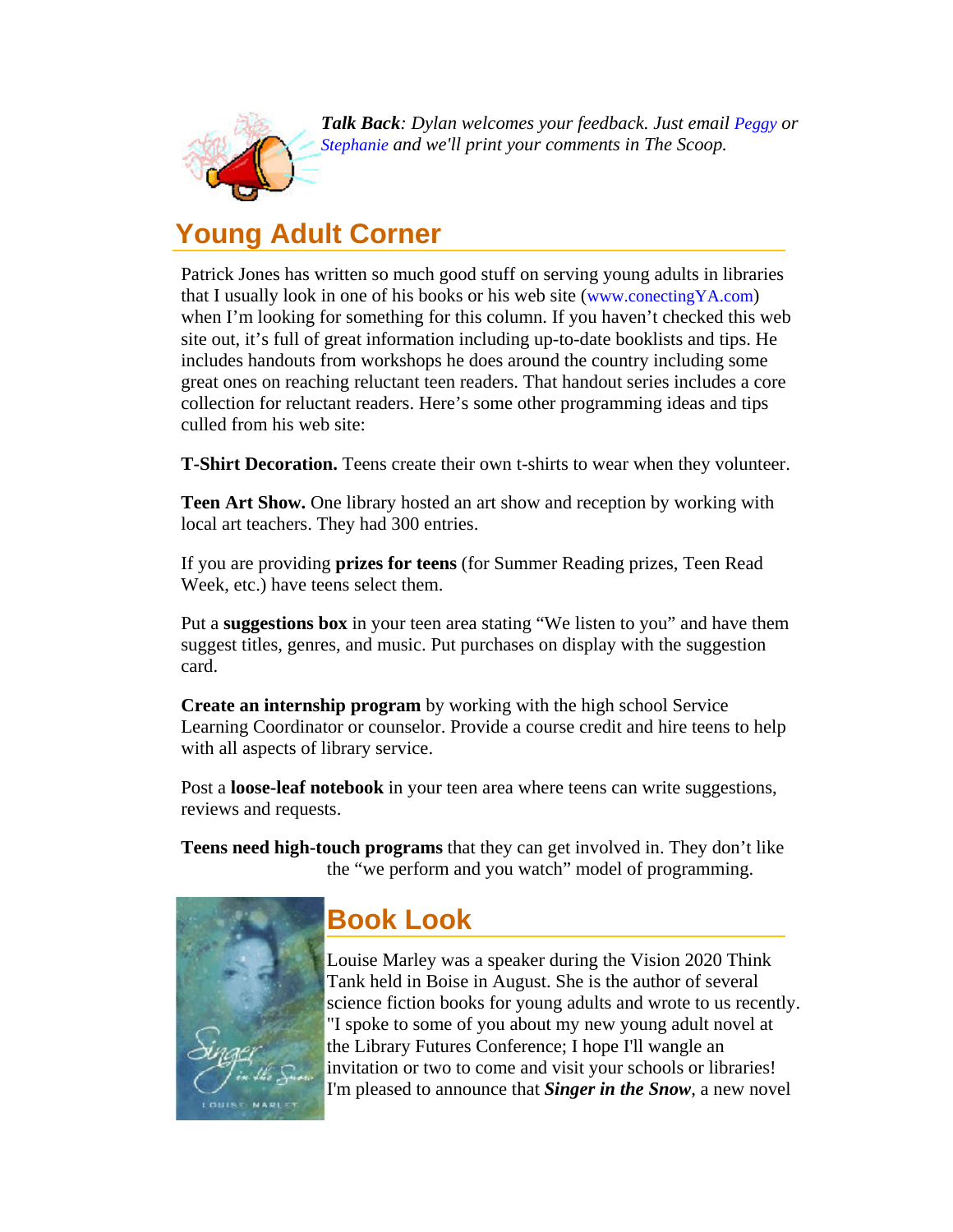***Talk Back**: Dylan welcomes your feedback. Just email Peggy or Stephanie and we'll print your comments in The Scoop.*

## Young Adult Corner

Patrick Jones has written so much good stuff on serving young adults in libraries that I usually look in one of his books or his web site (www.conectingYA.com) when I'm looking for something for this column. If you haven't checked this web site out, it's full of great information including up-to-date booklists and tips. He includes handouts from workshops he does around the country including some great ones on reaching reluctant teen readers. That handout series includes a core collection for reluctant readers. Here's some other programming ideas and tips culled from his web site:

**T-Shirt Decoration.** Teens create their own t-shirts to wear when they volunteer.

**Teen Art Show.** One library hosted an art show and reception by working with local art teachers. They had 300 entries.

If you are providing **prizes for teens** (for Summer Reading prizes, Teen Read Week, etc.) have teens select them.

Put a **suggestions box** in your teen area stating "We listen to you" and have them suggest titles, genres, and music. Put purchases on display with the suggestion card.

**Create an internship program** by working with the high school Service Learning Coordinator or counselor. Provide a course credit and hire teens to help with all aspects of library service.

Post a **loose-leaf notebook** in your teen area where teens can write suggestions, reviews and requests.

**Teens need high-touch programs** that they can get involved in. They don't like the "we perform and you watch" model of programming.

## Book Look

Louise Marley was a speaker during the Vision 2020 Think Tank held in Boise in August. She is the author of several science fiction books for young adults and wrote to us recently. "I spoke to some of you about my new young adult novel at the Library Futures Conference; I hope I'll wangle an invitation or two to come and visit your schools or libraries! I'm pleased to announce that ***Singer in the Snow***, a new novel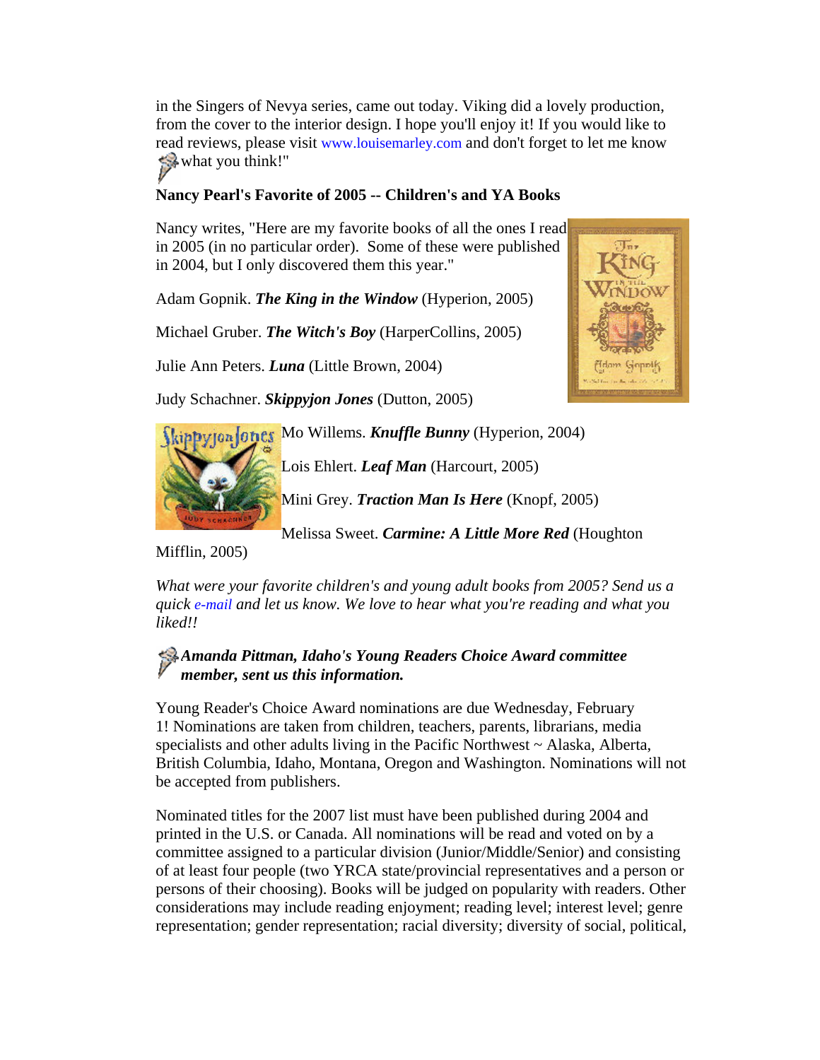in the Singers of Nevya series, came out today. Viking did a lovely production, from the cover to the interior design. I hope you'll enjoy it! If you would like to read reviews, please visit www.louisemarley.com and don't forget to let me know what you think!"

**Nancy Pearl's Favorite of 2005 -- Children's and YA Books**

Nancy writes, "Here are my favorite books of all the ones I read in 2005 (in no particular order). Some of these were published in 2004, but I only discovered them this year."

Adam Gopnik. ***The King in the Window*** (Hyperion, 2005)

Michael Gruber. ***The Witch's Boy*** (HarperCollins, 2005)

Julie Ann Peters. ***Luna*** (Little Brown, 2004)

Judy Schachner. ***Skippyjon Jones*** (Dutton, 2005)

Mo Willems. ***Knuffle Bunny*** (Hyperion, 2004)

Lois Ehlert. ***Leaf Man*** (Harcourt, 2005)

Mini Grey. ***Traction Man Is Here*** (Knopf, 2005)

Melissa Sweet. ***Carmine: A Little More Red*** (Houghton Mifflin, 2005)

*What were your favorite children's and young adult books from 2005? Send us a quick e-mail and let us know. We love to hear what you're reading and what you liked!!*

***Amanda Pittman, Idaho's Young Readers Choice Award committee member, sent us this information.***

Young Reader's Choice Award nominations are due Wednesday, February 1! Nominations are taken from children, teachers, parents, librarians, media specialists and other adults living in the Pacific Northwest ~ Alaska, Alberta, British Columbia, Idaho, Montana, Oregon and Washington. Nominations will not be accepted from publishers.

Nominated titles for the 2007 list must have been published during 2004 and printed in the U.S. or Canada. All nominations will be read and voted on by a committee assigned to a particular division (Junior/Middle/Senior) and consisting of at least four people (two YRCA state/provincial representatives and a person or persons of their choosing). Books will be judged on popularity with readers. Other considerations may include reading enjoyment; reading level; interest level; genre representation; gender representation; racial diversity; diversity of social, political,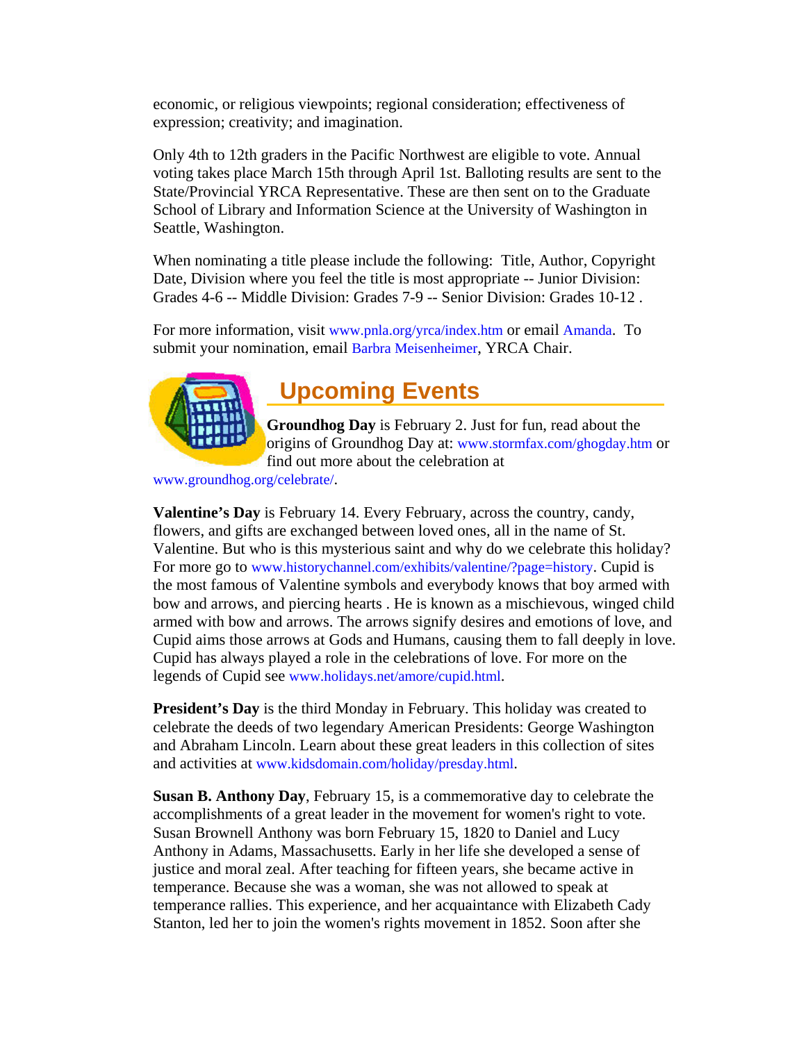economic, or religious viewpoints; regional consideration; effectiveness of expression; creativity; and imagination.

Only 4th to 12th graders in the Pacific Northwest are eligible to vote. Annual voting takes place March 15th through April 1st. Balloting results are sent to the State/Provincial YRCA Representative. These are then sent on to the Graduate School of Library and Information Science at the University of Washington in Seattle, Washington.

When nominating a title please include the following: Title, Author, Copyright Date, Division where you feel the title is most appropriate -- Junior Division: Grades 4-6 -- Middle Division: Grades 7-9 -- Senior Division: Grades 10-12 .

For more information, visit www.pnla.org/yrca/index.htm or email Amanda. To submit your nomination, email Barbra Meisenheimer, YRCA Chair.

## Upcoming Events

**Groundhog Day** is February 2. Just for fun, read about the origins of Groundhog Day at: www.stormfax.com/ghogday.htm or find out more about the celebration at www.groundhog.org/celebrate/.

**Valentine's Day** is February 14. Every February, across the country, candy, flowers, and gifts are exchanged between loved ones, all in the name of St. Valentine. But who is this mysterious saint and why do we celebrate this holiday? For more go to www.historychannel.com/exhibits/valentine/?page=history. Cupid is the most famous of Valentine symbols and everybody knows that boy armed with bow and arrows, and piercing hearts . He is known as a mischievous, winged child armed with bow and arrows. The arrows signify desires and emotions of love, and Cupid aims those arrows at Gods and Humans, causing them to fall deeply in love. Cupid has always played a role in the celebrations of love. For more on the legends of Cupid see www.holidays.net/amore/cupid.html.

**President's Day** is the third Monday in February. This holiday was created to celebrate the deeds of two legendary American Presidents: George Washington and Abraham Lincoln. Learn about these great leaders in this collection of sites and activities at www.kidsdomain.com/holiday/presday.html.

**Susan B. Anthony Day**, February 15, is a commemorative day to celebrate the accomplishments of a great leader in the movement for women's right to vote. Susan Brownell Anthony was born February 15, 1820 to Daniel and Lucy Anthony in Adams, Massachusetts. Early in her life she developed a sense of justice and moral zeal. After teaching for fifteen years, she became active in temperance. Because she was a woman, she was not allowed to speak at temperance rallies. This experience, and her acquaintance with Elizabeth Cady Stanton, led her to join the women's rights movement in 1852. Soon after she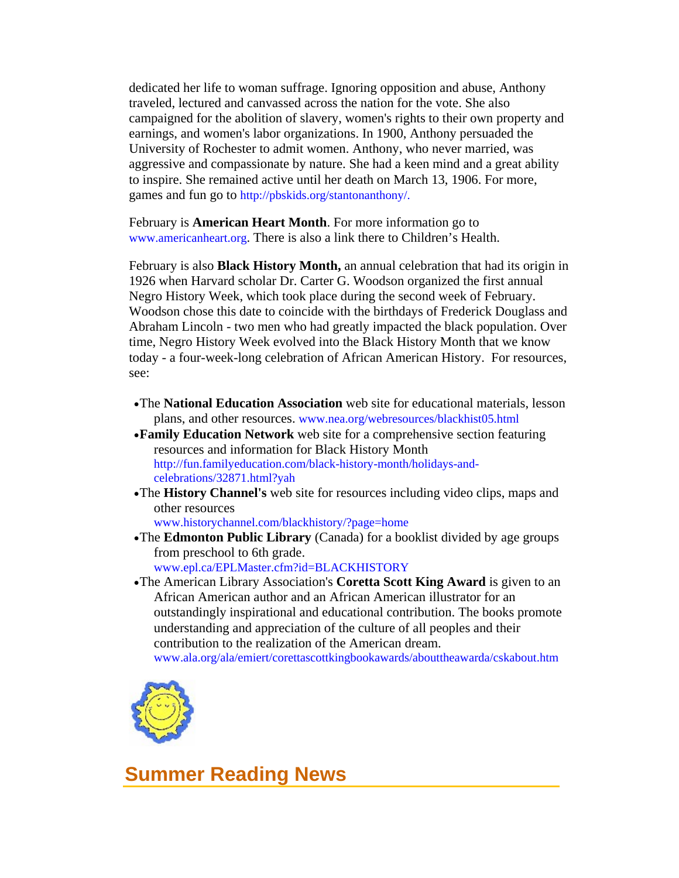dedicated her life to woman suffrage. Ignoring opposition and abuse, Anthony traveled, lectured and canvassed across the nation for the vote. She also campaigned for the abolition of slavery, women's rights to their own property and earnings, and women's labor organizations. In 1900, Anthony persuaded the University of Rochester to admit women. Anthony, who never married, was aggressive and compassionate by nature. She had a keen mind and a great ability to inspire. She remained active until her death on March 13, 1906. For more, games and fun go to http://pbskids.org/stantonanthony/.

February is **American Heart Month**. For more information go to www.americanheart.org. There is also a link there to Children's Health.

February is also **Black History Month,** an annual celebration that had its origin in 1926 when Harvard scholar Dr. Carter G. Woodson organized the first annual Negro History Week, which took place during the second week of February. Woodson chose this date to coincide with the birthdays of Frederick Douglass and Abraham Lincoln - two men who had greatly impacted the black population. Over time, Negro History Week evolved into the Black History Month that we know today - a four-week-long celebration of African American History. For resources, see:

- The **National Education Association** web site for educational materials, lesson plans, and other resources. www.nea.org/webresources/blackhist05.html
- **Family Education Network** web site for a comprehensive section featuring resources and information for Black History Month http://fun.familyeducation.com/black-history-month/holidays-and-celebrations/32871.html?yah
- The **History Channel's** web site for resources including video clips, maps and other resources www.historychannel.com/blackhistory/?page=home
- The **Edmonton Public Library** (Canada) for a booklist divided by age groups from preschool to 6th grade. www.epl.ca/EPLMaster.cfm?id=BLACKHISTORY
- The American Library Association's **Coretta Scott King Award** is given to an African American author and an African American illustrator for an outstandingly inspirational and educational contribution. The books promote understanding and appreciation of the culture of all peoples and their contribution to the realization of the American dream. www.ala.org/ala/emiert/corettascottkingbookawards/abouttheawarda/cskabout.htm

## Summer Reading News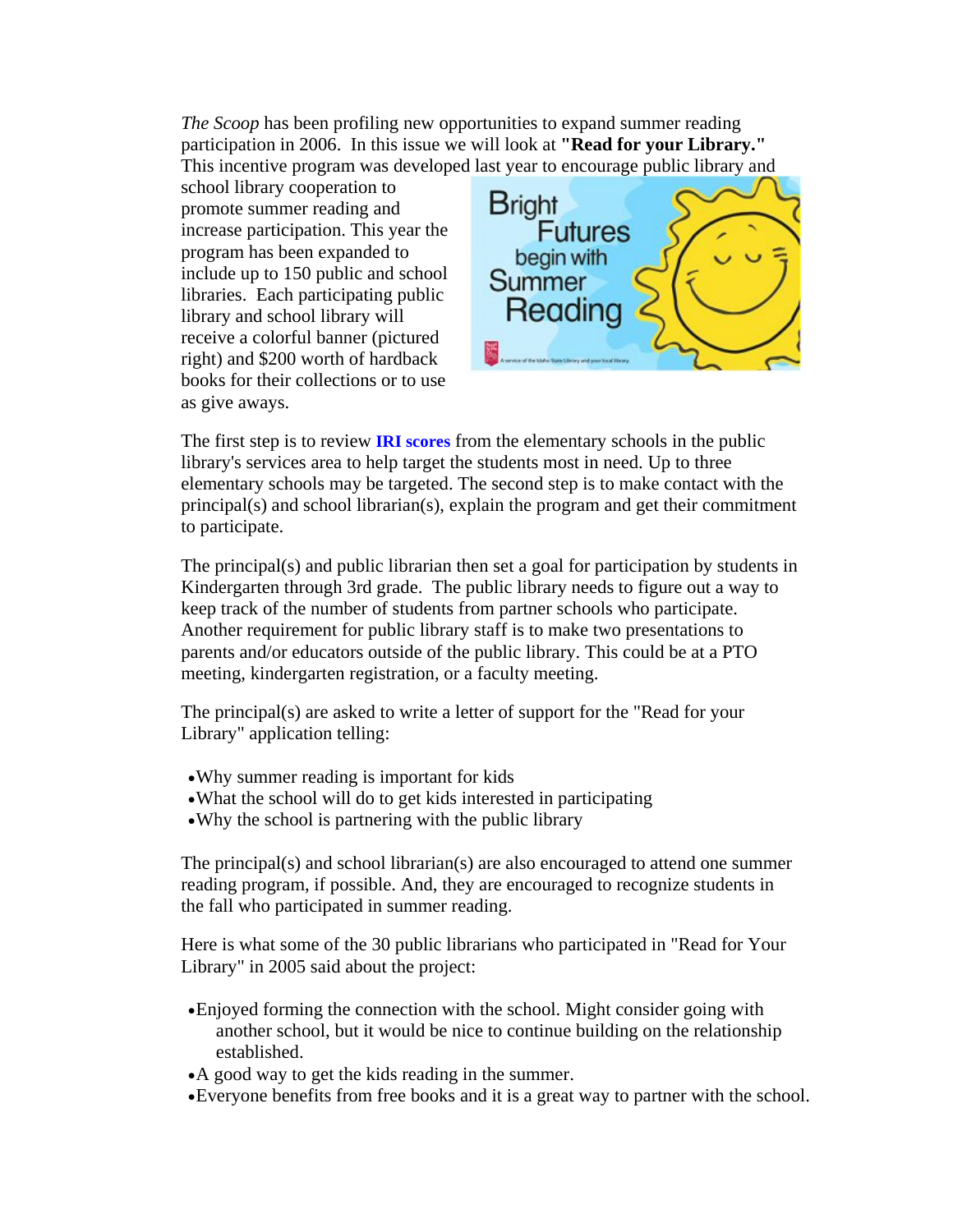*The Scoop* has been profiling new opportunities to expand summer reading participation in 2006. In this issue we will look at **"Read for your Library."** This incentive program was developed last year to encourage public library and school library cooperation to promote summer reading and increase participation. This year the program has been expanded to include up to 150 public and school libraries. Each participating public library and school library will receive a colorful banner (pictured right) and $200 worth of hardback books for their collections or to use as give aways.

The first step is to review **IRI scores** from the elementary schools in the public library's services area to help target the students most in need. Up to three elementary schools may be targeted. The second step is to make contact with the principal(s) and school librarian(s), explain the program and get their commitment to participate.

The principal(s) and public librarian then set a goal for participation by students in Kindergarten through 3rd grade. The public library needs to figure out a way to keep track of the number of students from partner schools who participate. Another requirement for public library staff is to make two presentations to parents and/or educators outside of the public library. This could be at a PTO meeting, kindergarten registration, or a faculty meeting.

The principal(s) are asked to write a letter of support for the "Read for your Library" application telling:

- Why summer reading is important for kids
- What the school will do to get kids interested in participating
- Why the school is partnering with the public library

The principal(s) and school librarian(s) are also encouraged to attend one summer reading program, if possible. And, they are encouraged to recognize students in the fall who participated in summer reading.

Here is what some of the 30 public librarians who participated in "Read for Your Library" in 2005 said about the project:

- Enjoyed forming the connection with the school. Might consider going with another school, but it would be nice to continue building on the relationship established.
- A good way to get the kids reading in the summer.
- Everyone benefits from free books and it is a great way to partner with the school.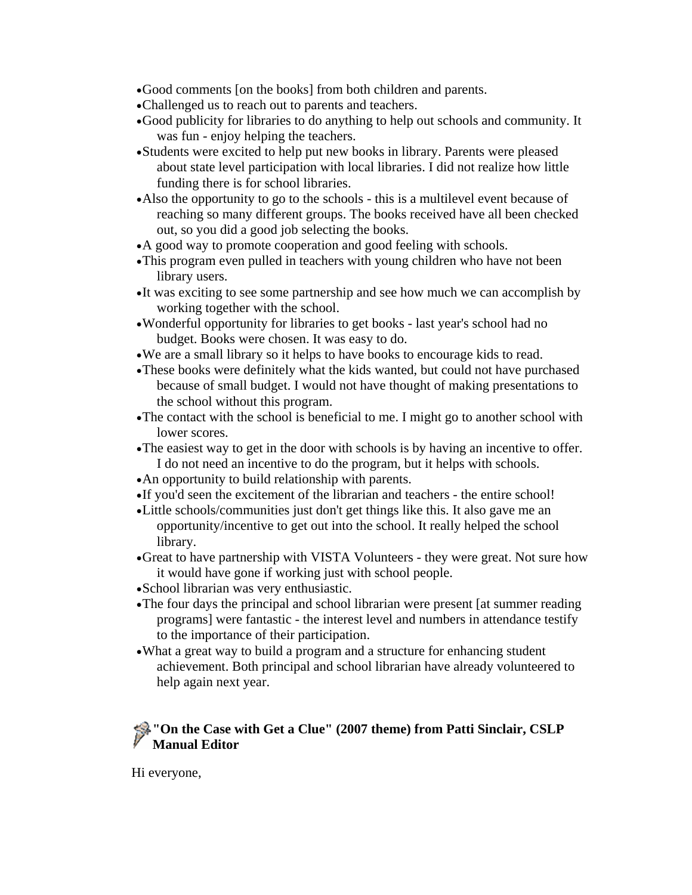- Good comments [on the books] from both children and parents.
- Challenged us to reach out to parents and teachers.
- Good publicity for libraries to do anything to help out schools and community. It was fun - enjoy helping the teachers.
- Students were excited to help put new books in library. Parents were pleased about state level participation with local libraries. I did not realize how little funding there is for school libraries.
- Also the opportunity to go to the schools - this is a multilevel event because of reaching so many different groups. The books received have all been checked out, so you did a good job selecting the books.
- A good way to promote cooperation and good feeling with schools.
- This program even pulled in teachers with young children who have not been library users.
- It was exciting to see some partnership and see how much we can accomplish by working together with the school.
- Wonderful opportunity for libraries to get books - last year's school had no budget. Books were chosen. It was easy to do.
- We are a small library so it helps to have books to encourage kids to read.
- These books were definitely what the kids wanted, but could not have purchased because of small budget. I would not have thought of making presentations to the school without this program.
- The contact with the school is beneficial to me. I might go to another school with lower scores.
- The easiest way to get in the door with schools is by having an incentive to offer. I do not need an incentive to do the program, but it helps with schools.
- An opportunity to build relationship with parents.
- If you'd seen the excitement of the librarian and teachers - the entire school!
- Little schools/communities just don't get things like this. It also gave me an opportunity/incentive to get out into the school. It really helped the school library.
- Great to have partnership with VISTA Volunteers - they were great. Not sure how it would have gone if working just with school people.
- School librarian was very enthusiastic.
- The four days the principal and school librarian were present [at summer reading programs] were fantastic - the interest level and numbers in attendance testify to the importance of their participation.
- What a great way to build a program and a structure for enhancing student achievement. Both principal and school librarian have already volunteered to help again next year.

### "On the Case with Get a Clue" (2007 theme) from Patti Sinclair, CSLP Manual Editor

Hi everyone,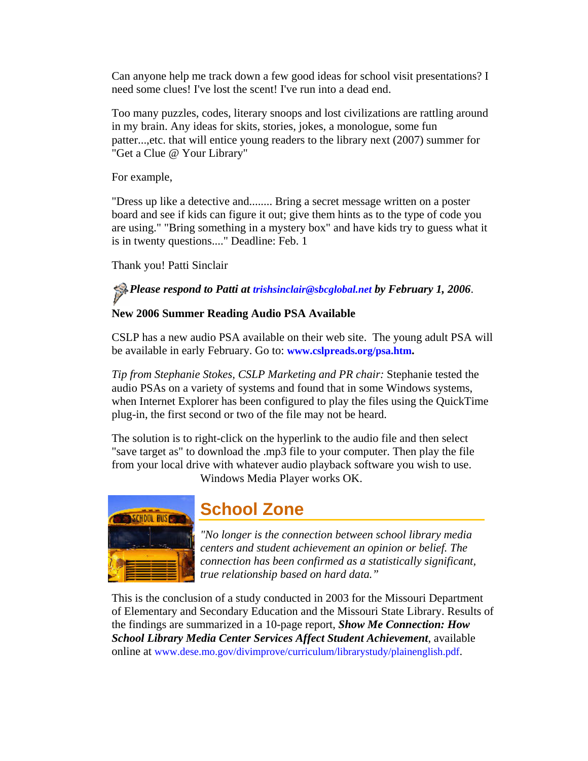Can anyone help me track down a few good ideas for school visit presentations? I need some clues! I've lost the scent! I've run into a dead end.

Too many puzzles, codes, literary snoops and lost civilizations are rattling around in my brain. Any ideas for skits, stories, jokes, a monologue, some fun patter...,etc. that will entice young readers to the library next (2007) summer for "Get a Clue @ Your Library"

For example,

"Dress up like a detective and........ Bring a secret message written on a poster board and see if kids can figure it out; give them hints as to the type of code you are using." "Bring something in a mystery box" and have kids try to guess what it is in twenty questions...." Deadline: Feb. 1

Thank you! Patti Sinclair

***Please respond to Patti at trishsinclair@sbcglobal.net by February 1, 2006***.

**New 2006 Summer Reading Audio PSA Available**

CSLP has a new audio PSA available on their web site. The young adult PSA will be available in early February. Go to: **www.cslpreads.org/psa.htm.**

*Tip from Stephanie Stokes, CSLP Marketing and PR chair:* Stephanie tested the audio PSAs on a variety of systems and found that in some Windows systems, when Internet Explorer has been configured to play the files using the QuickTime plug-in, the first second or two of the file may not be heard.

The solution is to right-click on the hyperlink to the audio file and then select "save target as" to download the .mp3 file to your computer. Then play the file from your local drive with whatever audio playback software you wish to use. Windows Media Player works OK.

## School Zone

*"No longer is the connection between school library media centers and student achievement an opinion or belief. The connection has been confirmed as a statistically significant, true relationship based on hard data."*

This is the conclusion of a study conducted in 2003 for the Missouri Department of Elementary and Secondary Education and the Missouri State Library. Results of the findings are summarized in a 10-page report, ***Show Me Connection: How School Library Media Center Services Affect Student Achievement***, available online at www.dese.mo.gov/divimprove/curriculum/librarystudy/plainenglish.pdf.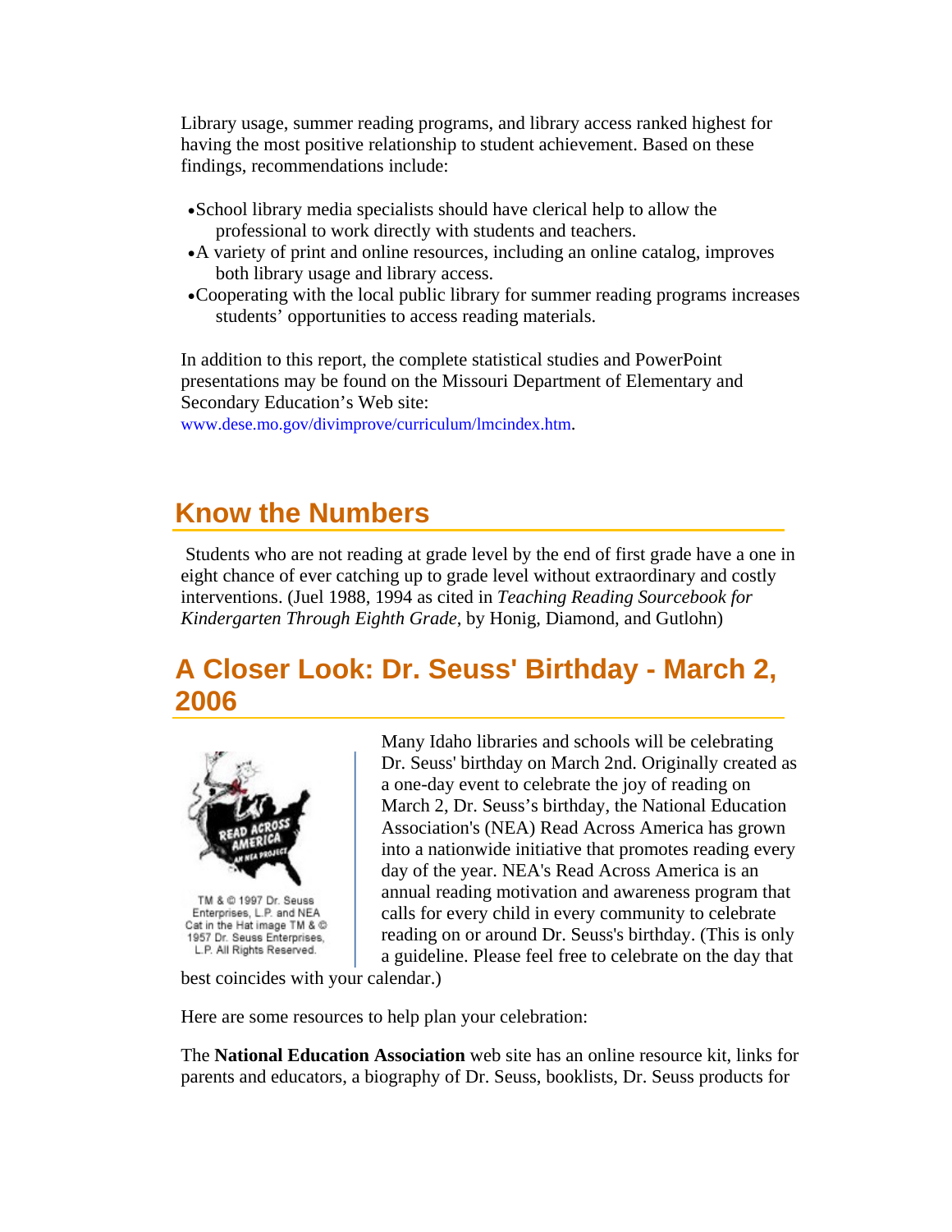Library usage, summer reading programs, and library access ranked highest for having the most positive relationship to student achievement. Based on these findings, recommendations include:

- School library media specialists should have clerical help to allow the professional to work directly with students and teachers.
- A variety of print and online resources, including an online catalog, improves both library usage and library access.
- Cooperating with the local public library for summer reading programs increases students' opportunities to access reading materials.

In addition to this report, the complete statistical studies and PowerPoint presentations may be found on the Missouri Department of Elementary and Secondary Education's Web site: www.dese.mo.gov/divimprove/curriculum/lmcindex.htm.

## Know the Numbers

Students who are not reading at grade level by the end of first grade have a one in eight chance of ever catching up to grade level without extraordinary and costly interventions. (Juel 1988, 1994 as cited in *Teaching Reading Sourcebook for Kindergarten Through Eighth Grade*, by Honig, Diamond, and Gutlohn)

## A Closer Look: Dr. Seuss' Birthday - March 2, 2006

TM & © 1997 Dr. Seuss Enterprises, L.P. and NEA Cat in the Hat image TM & © 1957 Dr. Seuss Enterprises, L.P. All Rights Reserved.

Many Idaho libraries and schools will be celebrating Dr. Seuss' birthday on March 2nd. Originally created as a one-day event to celebrate the joy of reading on March 2, Dr. Seuss's birthday, the National Education Association's (NEA) Read Across America has grown into a nationwide initiative that promotes reading every day of the year. NEA's Read Across America is an annual reading motivation and awareness program that calls for every child in every community to celebrate reading on or around Dr. Seuss's birthday. (This is only a guideline. Please feel free to celebrate on the day that best coincides with your calendar.)

Here are some resources to help plan your celebration:

The **National Education Association** web site has an online resource kit, links for parents and educators, a biography of Dr. Seuss, booklists, Dr. Seuss products for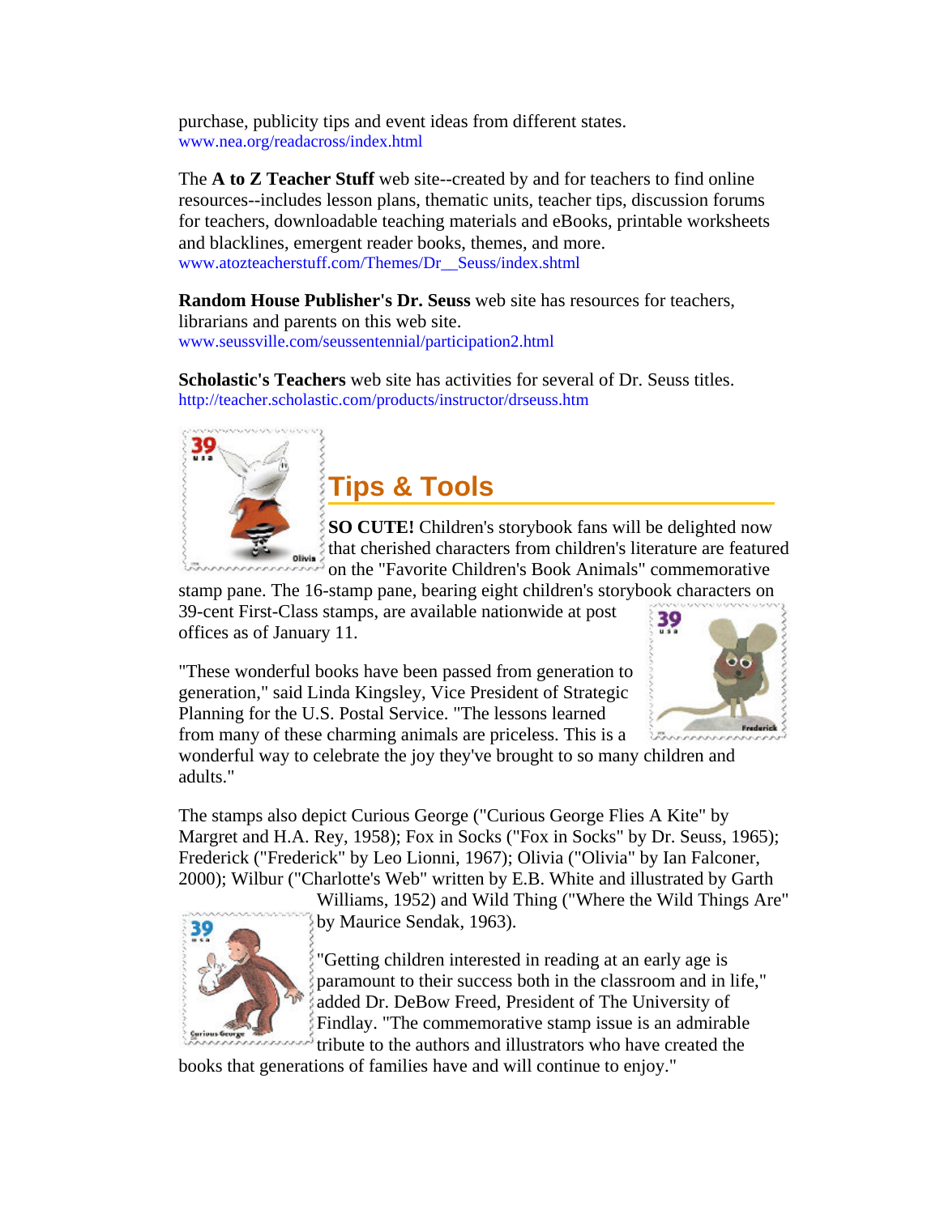purchase, publicity tips and event ideas from different states.
www.nea.org/readacross/index.html

The **A to Z Teacher Stuff** web site--created by and for teachers to find online resources--includes lesson plans, thematic units, teacher tips, discussion forums for teachers, downloadable teaching materials and eBooks, printable worksheets and blacklines, emergent reader books, themes, and more.
www.atozteacherstuff.com/Themes/Dr__Seuss/index.shtml

**Random House Publisher's Dr. Seuss** web site has resources for teachers, librarians and parents on this web site.
www.seussville.com/seussentennial/participation2.html

**Scholastic's Teachers** web site has activities for several of Dr. Seuss titles.
http://teacher.scholastic.com/products/instructor/drseuss.htm

## Tips & Tools

**SO CUTE!** Children's storybook fans will be delighted now that cherished characters from children's literature are featured on the "Favorite Children's Book Animals" commemorative stamp pane. The 16-stamp pane, bearing eight children's storybook characters on 39-cent First-Class stamps, are available nationwide at post offices as of January 11.

"These wonderful books have been passed from generation to generation," said Linda Kingsley, Vice President of Strategic Planning for the U.S. Postal Service. "The lessons learned from many of these charming animals are priceless. This is a wonderful way to celebrate the joy they've brought to so many children and adults."

The stamps also depict Curious George ("Curious George Flies A Kite" by Margret and H.A. Rey, 1958); Fox in Socks ("Fox in Socks" by Dr. Seuss, 1965); Frederick ("Frederick" by Leo Lionni, 1967); Olivia ("Olivia" by Ian Falconer, 2000); Wilbur ("Charlotte's Web" written by E.B. White and illustrated by Garth Williams, 1952) and Wild Thing ("Where the Wild Things Are" by Maurice Sendak, 1963).

"Getting children interested in reading at an early age is paramount to their success both in the classroom and in life," added Dr. DeBow Freed, President of The University of Findlay. "The commemorative stamp issue is an admirable tribute to the authors and illustrators who have created the books that generations of families have and will continue to enjoy."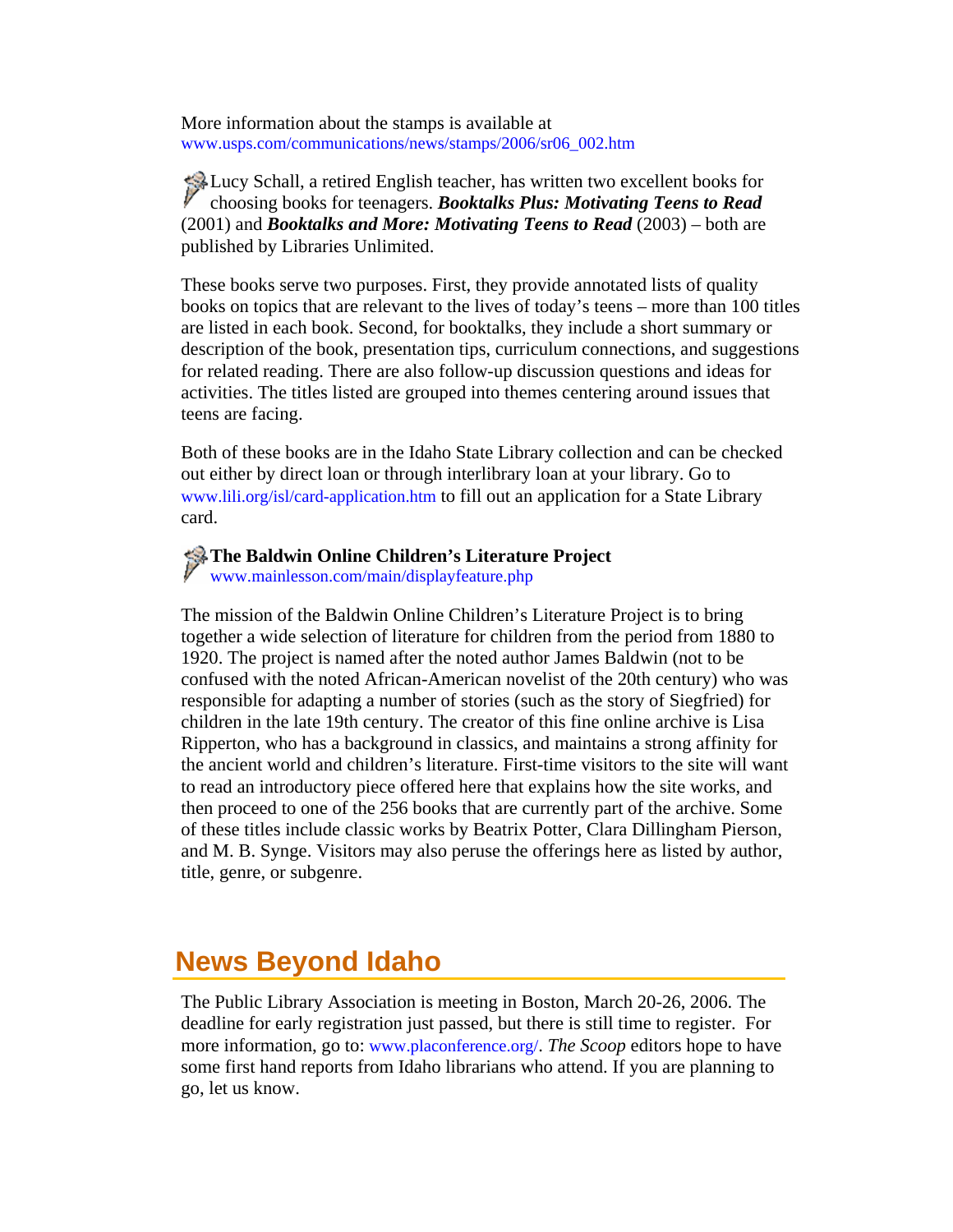More information about the stamps is available at www.usps.com/communications/news/stamps/2006/sr06_002.htm

Lucy Schall, a retired English teacher, has written two excellent books for choosing books for teenagers. ***Booktalks Plus: Motivating Teens to Read*** (2001) and ***Booktalks and More: Motivating Teens to Read*** (2003) – both are published by Libraries Unlimited.

These books serve two purposes. First, they provide annotated lists of quality books on topics that are relevant to the lives of today's teens – more than 100 titles are listed in each book. Second, for booktalks, they include a short summary or description of the book, presentation tips, curriculum connections, and suggestions for related reading. There are also follow-up discussion questions and ideas for activities. The titles listed are grouped into themes centering around issues that teens are facing.

Both of these books are in the Idaho State Library collection and can be checked out either by direct loan or through interlibrary loan at your library. Go to www.lili.org/isl/card-application.htm to fill out an application for a State Library card.

**The Baldwin Online Children's Literature Project**
www.mainlesson.com/main/displayfeature.php

The mission of the Baldwin Online Children's Literature Project is to bring together a wide selection of literature for children from the period from 1880 to 1920. The project is named after the noted author James Baldwin (not to be confused with the noted African-American novelist of the 20th century) who was responsible for adapting a number of stories (such as the story of Siegfried) for children in the late 19th century. The creator of this fine online archive is Lisa Ripperton, who has a background in classics, and maintains a strong affinity for the ancient world and children's literature. First-time visitors to the site will want to read an introductory piece offered here that explains how the site works, and then proceed to one of the 256 books that are currently part of the archive. Some of these titles include classic works by Beatrix Potter, Clara Dillingham Pierson, and M. B. Synge. Visitors may also peruse the offerings here as listed by author, title, genre, or subgenre.

## News Beyond Idaho

The Public Library Association is meeting in Boston, March 20-26, 2006. The deadline for early registration just passed, but there is still time to register. For more information, go to: www.placonference.org/. *The Scoop* editors hope to have some first hand reports from Idaho librarians who attend. If you are planning to go, let us know.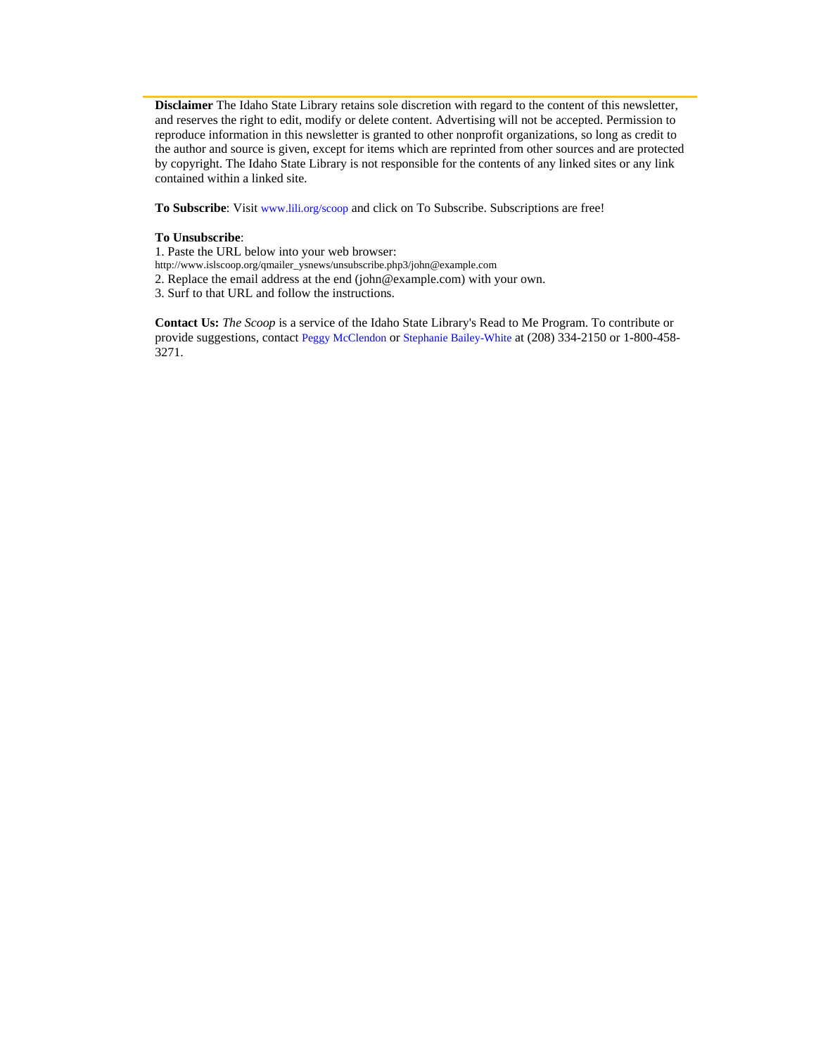**Disclaimer** The Idaho State Library retains sole discretion with regard to the content of this newsletter, and reserves the right to edit, modify or delete content. Advertising will not be accepted. Permission to reproduce information in this newsletter is granted to other nonprofit organizations, so long as credit to the author and source is given, except for items which are reprinted from other sources and are protected by copyright. The Idaho State Library is not responsible for the contents of any linked sites or any link contained within a linked site.

**To Subscribe**: Visit www.lili.org/scoop and click on To Subscribe. Subscriptions are free!

**To Unsubscribe**:

1. Paste the URL below into your web browser:
http://www.islscoop.org/qmailer_ysnews/unsubscribe.php3/john@example.com
2. Replace the email address at the end (john@example.com) with your own.
3. Surf to that URL and follow the instructions.

**Contact Us:** *The Scoop* is a service of the Idaho State Library's Read to Me Program. To contribute or provide suggestions, contact Peggy McClendon or Stephanie Bailey-White at (208) 334-2150 or 1-800-458-3271.